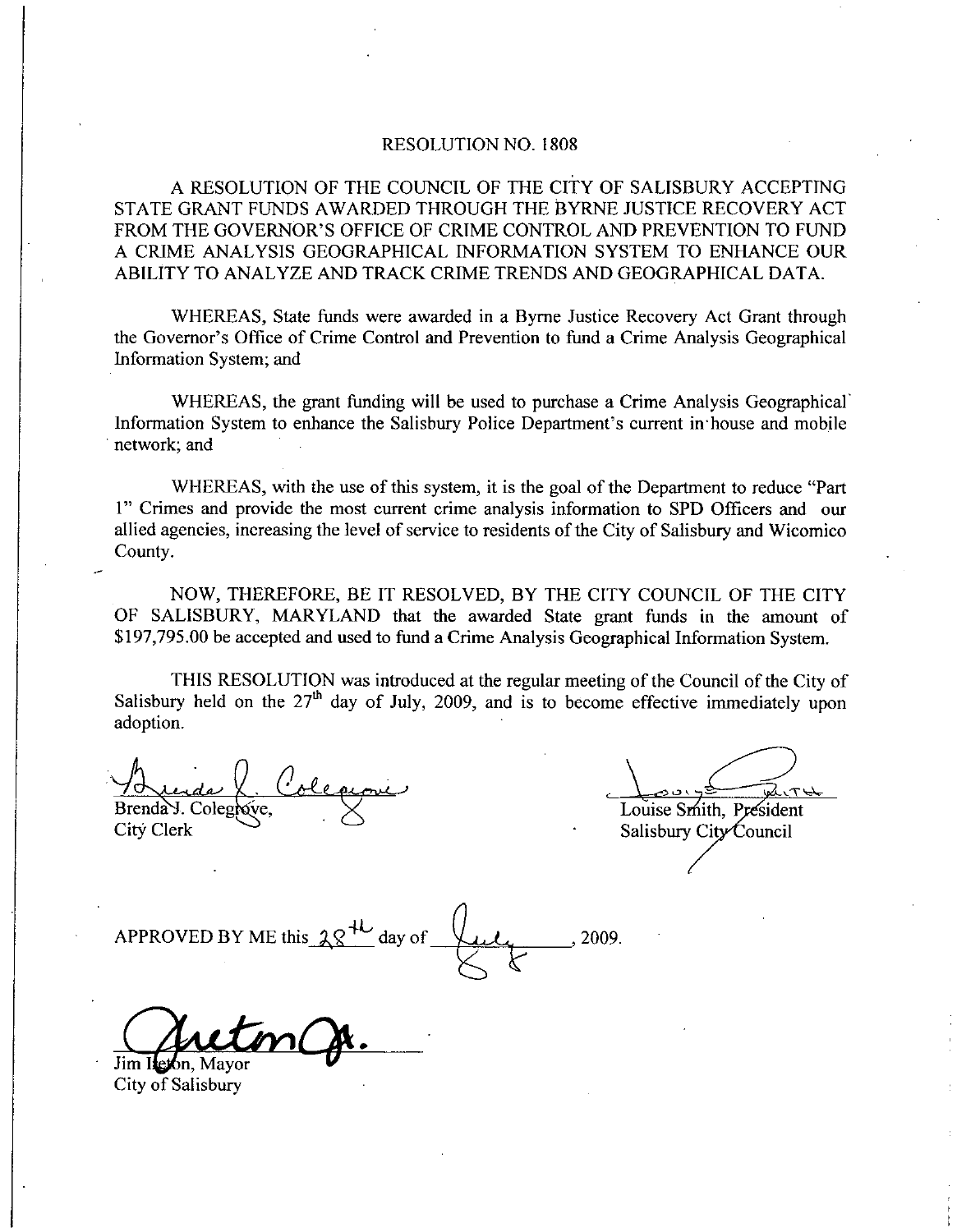# RESOLUTION NO. 1808

A RESOLUTION OF THE COUNCIL OF THE CITY OF SALISBURY ACCEPTING STATE GRANT FUNDS AWARDED THROUGH THE BYRNE JUSTICE RECOVERY ACT FROM THE GOVERNOR'S OFFICE OF CRIME CONTROL AND PREVENTION TO FUND A CRIME ANALYSIS GEOGRAPHICAL INFORMATION SYSTEM TO ENHANCE OUR ABILITY TO ANALYZE AND TRACK CRIME TRENDS AND GEOGRAPHICAL DATA.

WHEREAS, State funds were awarded in a Byrne Justice Recovery Act Grant through the Governor's Office of Crime Control and Prevention to fund a Crime Analysis Geographical Information System; and

WHEREAS, the grant funding will be used to purchase a Crime Analysis Geographical Information System to enhance the Salisbury Police Department's current in-house and mobile network; and

WHEREAS, with the use of this system, it is the goal of the Department to reduce "Part 1" Crimes and provide the most current crime analysis information to SPD Officers and our allied agencies, increasing the level of service to residents of the City of Salisbury and Wicomico County.

NOW, THEREFORE, BE IT RESOLVED, BY THE CITY COUNCIL OF THE CITY OF SALISBURY, MARYLAND that the awarded State grant funds in the amount of $197,795.00 be accepted and used to fund a Crime Analysis Geographical Information System.

THIS RESOLUTION was introduced at the regular meeting of the Council of the City of Salisbury held on the 27th day of July, 2009, and is to become effective immediately upon adoption.

Brenda J. Colegrove,
City Clerk

Louise Smith, President
Salisbury City Council

APPROVED BY ME this 28th day of July, 2009.

Jim Ireton, Mayor
City of Salisbury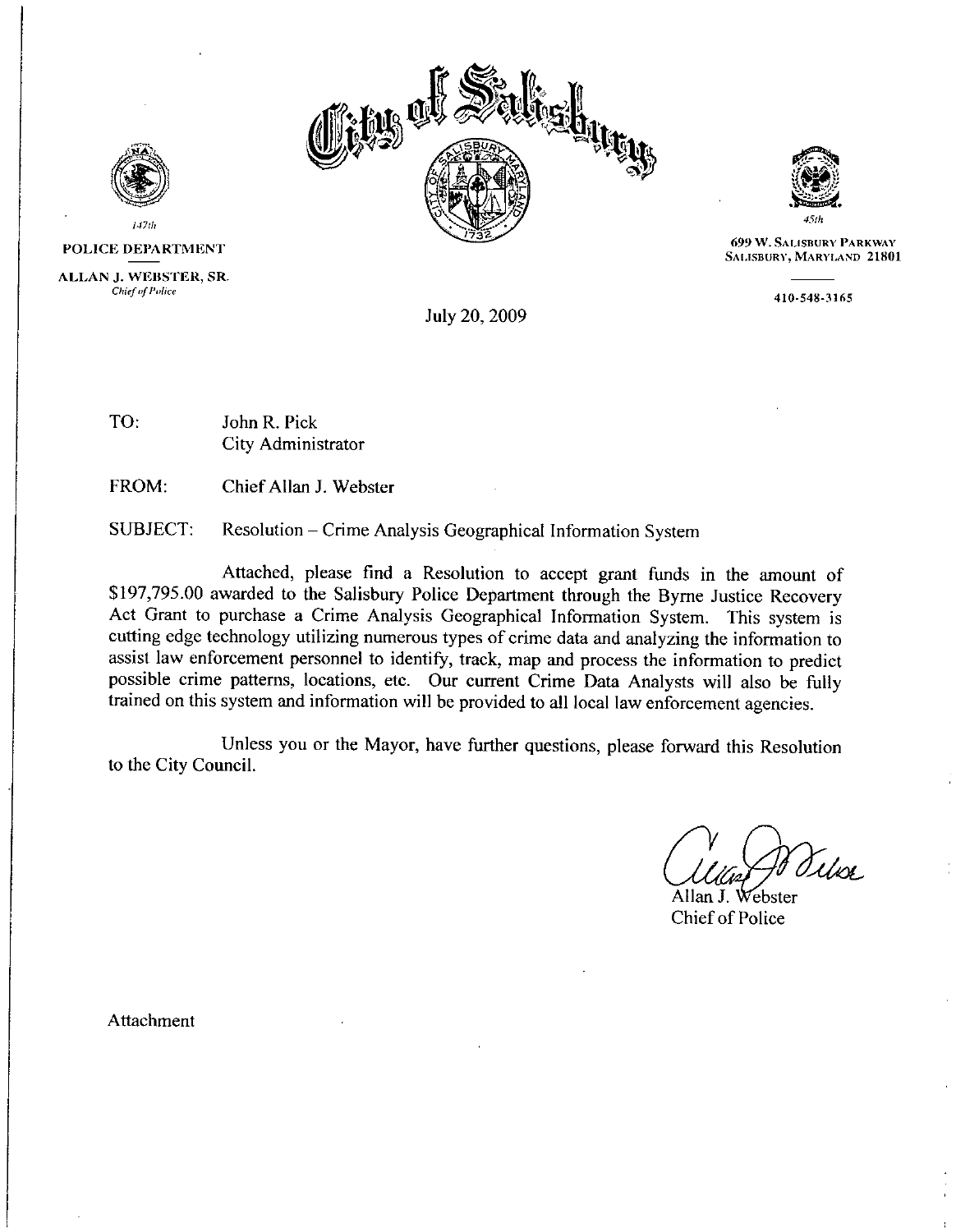City of Salisbury

147th

POLICE DEPARTMENT

ALLAN J. WEBSTER, SR.
*Chief of Police*

45th

699 W. SALISBURY PARKWAY
SALISBURY, MARYLAND 21801

410-548-3165

July 20, 2009

TO: John R. Pick
City Administrator

FROM: Chief Allan J. Webster

SUBJECT: Resolution – Crime Analysis Geographical Information System

Attached, please find a Resolution to accept grant funds in the amount of $197,795.00 awarded to the Salisbury Police Department through the Byrne Justice Recovery Act Grant to purchase a Crime Analysis Geographical Information System. This system is cutting edge technology utilizing numerous types of crime data and analyzing the information to assist law enforcement personnel to identify, track, map and process the information to predict possible crime patterns, locations, etc. Our current Crime Data Analysts will also be fully trained on this system and information will be provided to all local law enforcement agencies.

Unless you or the Mayor, have further questions, please forward this Resolution to the City Council.

Allan J. Webster
Chief of Police

Attachment